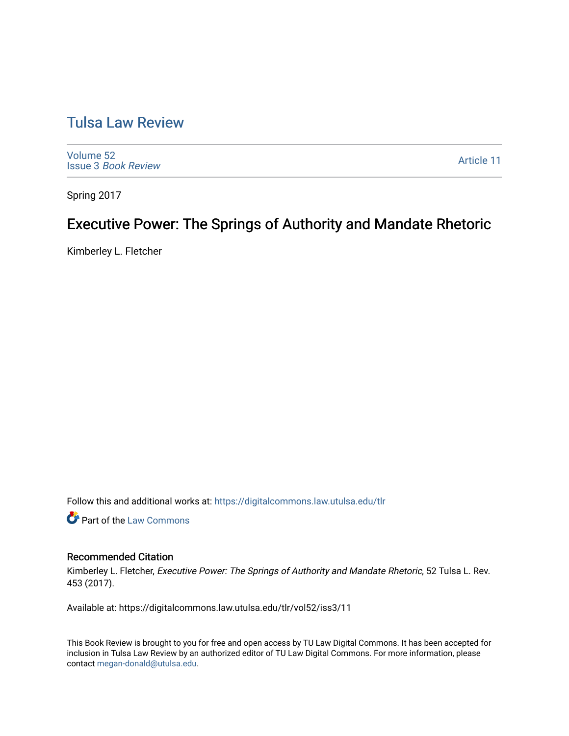# Tulsa Law Review

Volume 52
Issue 3 *Book Review*

Article 11

Spring 2017

## Executive Power: The Springs of Authority and Mandate Rhetoric

Kimberley L. Fletcher

Follow this and additional works at: https://digitalcommons.law.utulsa.edu/tlr

Part of the Law Commons

### Recommended Citation

Kimberley L. Fletcher, *Executive Power: The Springs of Authority and Mandate Rhetoric*, 52 Tulsa L. Rev. 453 (2017).

Available at: https://digitalcommons.law.utulsa.edu/tlr/vol52/iss3/11

This Book Review is brought to you for free and open access by TU Law Digital Commons. It has been accepted for inclusion in Tulsa Law Review by an authorized editor of TU Law Digital Commons. For more information, please contact megan-donald@utulsa.edu.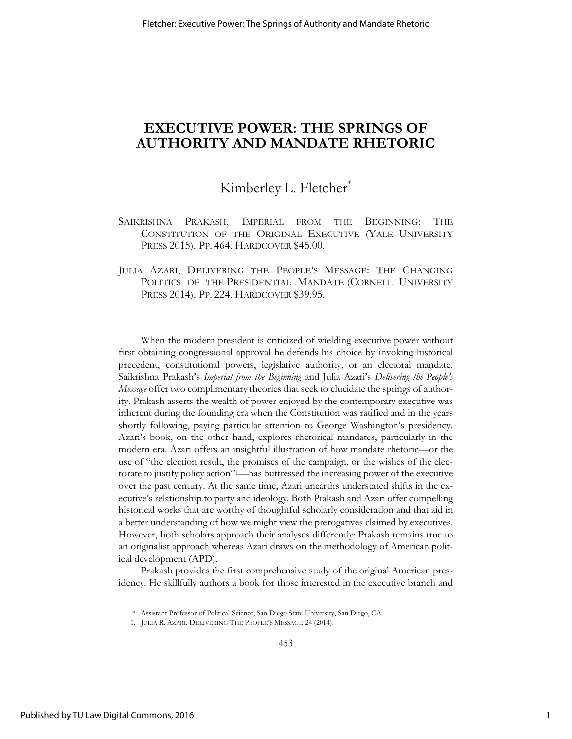# EXECUTIVE POWER: THE SPRINGS OF AUTHORITY AND MANDATE RHETORIC

Kimberley L. Fletcher*

SAIKRISHNA PRAKASH, IMPERIAL FROM THE BEGINNING: THE CONSTITUTION OF THE ORIGINAL EXECUTIVE (YALE UNIVERSITY PRESS 2015). PP. 464. HARDCOVER $45.00.

JULIA AZARI, DELIVERING THE PEOPLE'S MESSAGE: THE CHANGING POLITICS OF THE PRESIDENTIAL MANDATE (CORNELL UNIVERSITY PRESS 2014). PP. 224. HARDCOVER $39.95.

When the modern president is criticized of wielding executive power without first obtaining congressional approval he defends his choice by invoking historical precedent, constitutional powers, legislative authority, or an electoral mandate. Saikrishna Prakash's *Imperial from the Beginning* and Julia Azari's *Delivering the People's Message* offer two complimentary theories that seek to elucidate the springs of authority. Prakash asserts the wealth of power enjoyed by the contemporary executive was inherent during the founding era when the Constitution was ratified and in the years shortly following, paying particular attention to George Washington's presidency. Azari's book, on the other hand, explores rhetorical mandates, particularly in the modern era. Azari offers an insightful illustration of how mandate rhetoric—or the use of "the election result, the promises of the campaign, or the wishes of the electorate to justify policy action"[1]—has buttressed the increasing power of the executive over the past century. At the same time, Azari unearths understated shifts in the executive's relationship to party and ideology. Both Prakash and Azari offer compelling historical works that are worthy of thoughtful scholarly consideration and that aid in a better understanding of how we might view the prerogatives claimed by executives. However, both scholars approach their analyses differently: Prakash remains true to an originalist approach whereas Azari draws on the methodology of American political development (APD).

Prakash provides the first comprehensive study of the original American presidency. He skillfully authors a book for those interested in the executive branch and

---

\* Assistant Professor of Political Science, San Diego State University, San Diego, CA.

1. JULIA R. AZARI, DELIVERING THE PEOPLE'S MESSAGE 24 (2014).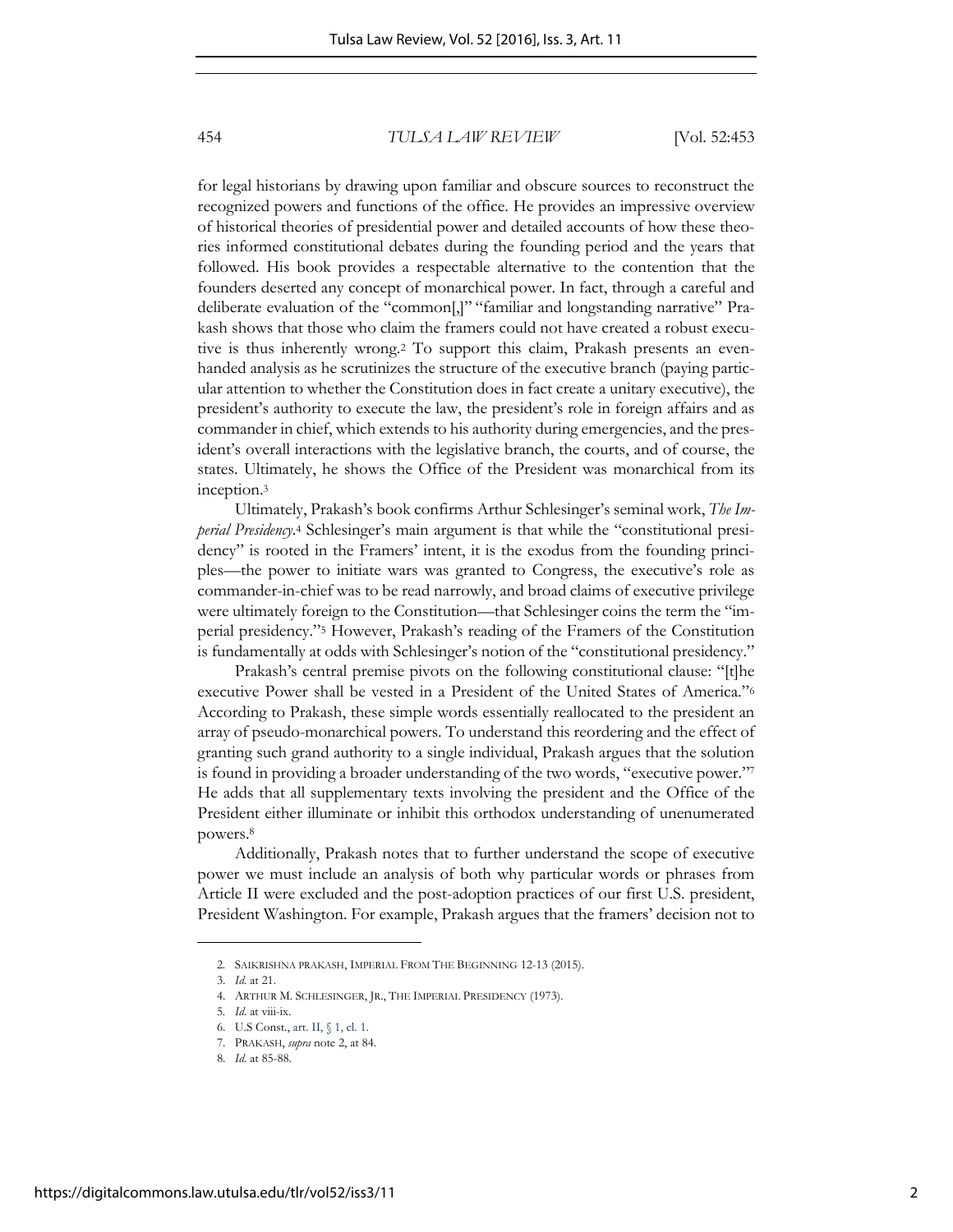for legal historians by drawing upon familiar and obscure sources to reconstruct the recognized powers and functions of the office. He provides an impressive overview of historical theories of presidential power and detailed accounts of how these theories informed constitutional debates during the founding period and the years that followed. His book provides a respectable alternative to the contention that the founders deserted any concept of monarchical power. In fact, through a careful and deliberate evaluation of the "common[,]" "familiar and longstanding narrative" Prakash shows that those who claim the framers could not have created a robust executive is thus inherently wrong.[2] To support this claim, Prakash presents an even-handed analysis as he scrutinizes the structure of the executive branch (paying particular attention to whether the Constitution does in fact create a unitary executive), the president's authority to execute the law, the president's role in foreign affairs and as commander in chief, which extends to his authority during emergencies, and the president's overall interactions with the legislative branch, the courts, and of course, the states. Ultimately, he shows the Office of the President was monarchical from its inception.[3]

Ultimately, Prakash's book confirms Arthur Schlesinger's seminal work, *The Imperial Presidency*.[4] Schlesinger's main argument is that while the "constitutional presidency" is rooted in the Framers' intent, it is the exodus from the founding principles—the power to initiate wars was granted to Congress, the executive's role as commander-in-chief was to be read narrowly, and broad claims of executive privilege were ultimately foreign to the Constitution—that Schlesinger coins the term the "imperial presidency."[5] However, Prakash's reading of the Framers of the Constitution is fundamentally at odds with Schlesinger's notion of the "constitutional presidency."

Prakash's central premise pivots on the following constitutional clause: "[t]he executive Power shall be vested in a President of the United States of America."[6] According to Prakash, these simple words essentially reallocated to the president an array of pseudo-monarchical powers. To understand this reordering and the effect of granting such grand authority to a single individual, Prakash argues that the solution is found in providing a broader understanding of the two words, "executive power."[7] He adds that all supplementary texts involving the president and the Office of the President either illuminate or inhibit this orthodox understanding of unenumerated powers.[8]

Additionally, Prakash notes that to further understand the scope of executive power we must include an analysis of both why particular words or phrases from Article II were excluded and the post-adoption practices of our first U.S. president, President Washington. For example, Prakash argues that the framers' decision not to

---

2. SAIKRISHNA PRAKASH, IMPERIAL FROM THE BEGINNING 12-13 (2015).
3. *Id.* at 21.
4. ARTHUR M. SCHLESINGER, JR., THE IMPERIAL PRESIDENCY (1973).
5. *Id.* at viii-ix.
6. U.S Const., art. II, § 1, cl. 1.
7. PRAKASH, *supra* note 2, at 84.
8. *Id.* at 85-88.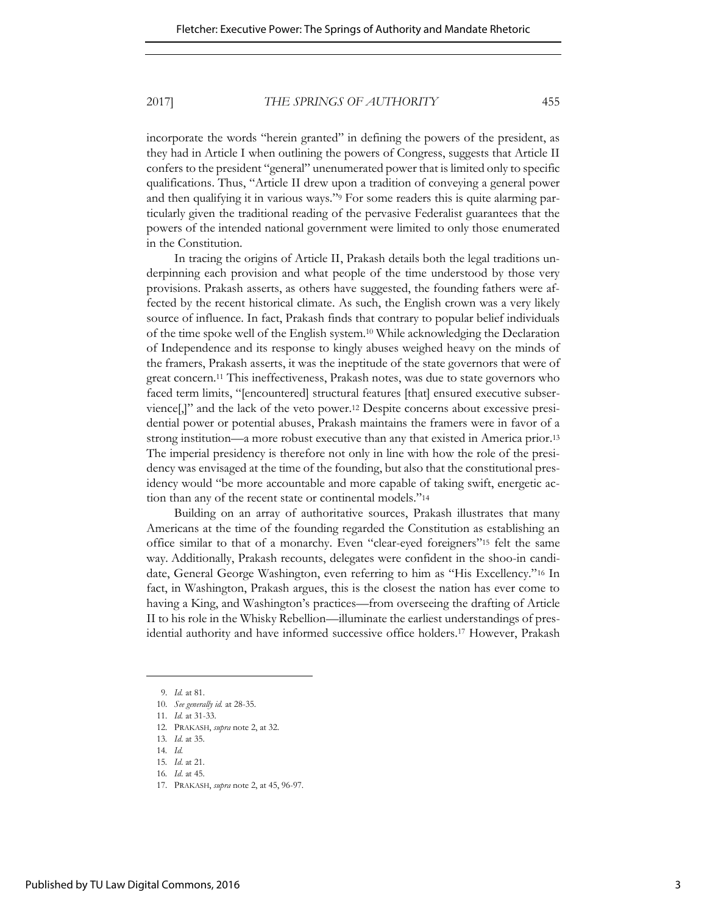incorporate the words "herein granted" in defining the powers of the president, as they had in Article I when outlining the powers of Congress, suggests that Article II confers to the president "general" unenumerated power that is limited only to specific qualifications. Thus, "Article II drew upon a tradition of conveying a general power and then qualifying it in various ways."[9] For some readers this is quite alarming particularly given the traditional reading of the pervasive Federalist guarantees that the powers of the intended national government were limited to only those enumerated in the Constitution.

In tracing the origins of Article II, Prakash details both the legal traditions underpinning each provision and what people of the time understood by those very provisions. Prakash asserts, as others have suggested, the founding fathers were affected by the recent historical climate. As such, the English crown was a very likely source of influence. In fact, Prakash finds that contrary to popular belief individuals of the time spoke well of the English system.[10] While acknowledging the Declaration of Independence and its response to kingly abuses weighed heavy on the minds of the framers, Prakash asserts, it was the ineptitude of the state governors that were of great concern.[11] This ineffectiveness, Prakash notes, was due to state governors who faced term limits, "[encountered] structural features [that] ensured executive subservience[,]" and the lack of the veto power.[12] Despite concerns about excessive presidential power or potential abuses, Prakash maintains the framers were in favor of a strong institution—a more robust executive than any that existed in America prior.[13] The imperial presidency is therefore not only in line with how the role of the presidency was envisaged at the time of the founding, but also that the constitutional presidency would "be more accountable and more capable of taking swift, energetic action than any of the recent state or continental models."[14]

Building on an array of authoritative sources, Prakash illustrates that many Americans at the time of the founding regarded the Constitution as establishing an office similar to that of a monarchy. Even "clear-eyed foreigners"[15] felt the same way. Additionally, Prakash recounts, delegates were confident in the shoo-in candidate, General George Washington, even referring to him as "His Excellency."[16] In fact, in Washington, Prakash argues, this is the closest the nation has ever come to having a King, and Washington's practices—from overseeing the drafting of Article II to his role in the Whisky Rebellion—illuminate the earliest understandings of presidential authority and have informed successive office holders.[17] However, Prakash

---

9. *Id.* at 81.
10. *See generally id.* at 28-35.
11. *Id.* at 31-33.
12. PRAKASH, *supra* note 2, at 32.
13. *Id.* at 35.
14. *Id.*
15. *Id.* at 21.
16. *Id.* at 45.
17. PRAKASH, *supra* note 2, at 45, 96-97.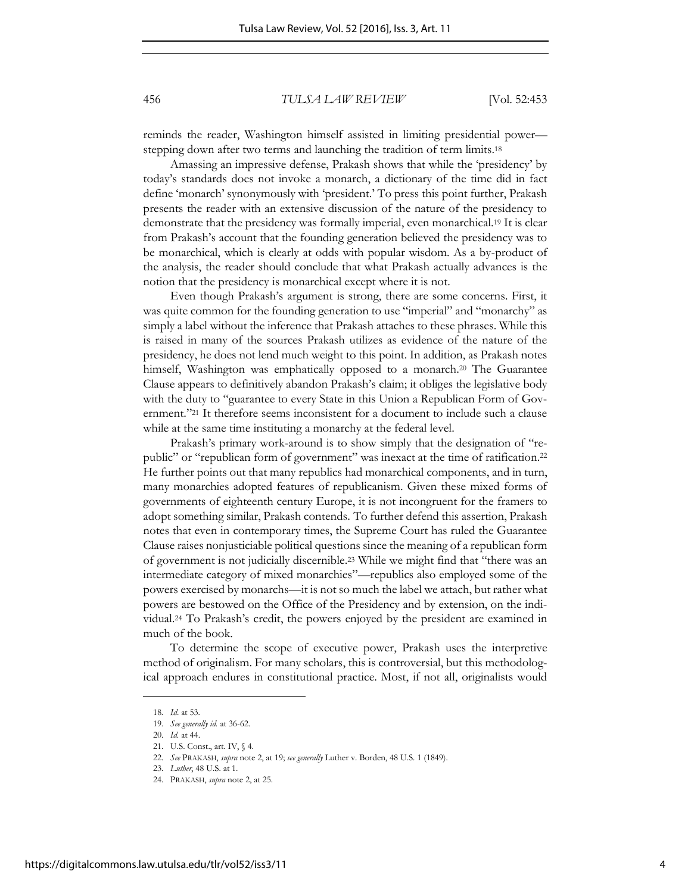reminds the reader, Washington himself assisted in limiting presidential power—stepping down after two terms and launching the tradition of term limits.[18]

Amassing an impressive defense, Prakash shows that while the 'presidency' by today's standards does not invoke a monarch, a dictionary of the time did in fact define 'monarch' synonymously with 'president.' To press this point further, Prakash presents the reader with an extensive discussion of the nature of the presidency to demonstrate that the presidency was formally imperial, even monarchical.[19] It is clear from Prakash's account that the founding generation believed the presidency was to be monarchical, which is clearly at odds with popular wisdom. As a by-product of the analysis, the reader should conclude that what Prakash actually advances is the notion that the presidency is monarchical except where it is not.

Even though Prakash's argument is strong, there are some concerns. First, it was quite common for the founding generation to use "imperial" and "monarchy" as simply a label without the inference that Prakash attaches to these phrases. While this is raised in many of the sources Prakash utilizes as evidence of the nature of the presidency, he does not lend much weight to this point. In addition, as Prakash notes himself, Washington was emphatically opposed to a monarch.[20] The Guarantee Clause appears to definitively abandon Prakash's claim; it obliges the legislative body with the duty to "guarantee to every State in this Union a Republican Form of Government."[21] It therefore seems inconsistent for a document to include such a clause while at the same time instituting a monarchy at the federal level.

Prakash's primary work-around is to show simply that the designation of "republic" or "republican form of government" was inexact at the time of ratification.[22] He further points out that many republics had monarchical components, and in turn, many monarchies adopted features of republicanism. Given these mixed forms of governments of eighteenth century Europe, it is not incongruent for the framers to adopt something similar, Prakash contends. To further defend this assertion, Prakash notes that even in contemporary times, the Supreme Court has ruled the Guarantee Clause raises nonjusticiable political questions since the meaning of a republican form of government is not judicially discernible.[23] While we might find that "there was an intermediate category of mixed monarchies"—republics also employed some of the powers exercised by monarchs—it is not so much the label we attach, but rather what powers are bestowed on the Office of the Presidency and by extension, on the individual.[24] To Prakash's credit, the powers enjoyed by the president are examined in much of the book.

To determine the scope of executive power, Prakash uses the interpretive method of originalism. For many scholars, this is controversial, but this methodological approach endures in constitutional practice. Most, if not all, originalists would

---

18. *Id.* at 53.
19. *See generally id.* at 36-62.
20. *Id.* at 44.
21. U.S. Const., art. IV, § 4.
22. *See* PRAKASH, *supra* note 2, at 19; *see generally* Luther v. Borden, 48 U.S. 1 (1849).
23. *Luther*, 48 U.S. at 1.
24. PRAKASH, *supra* note 2, at 25.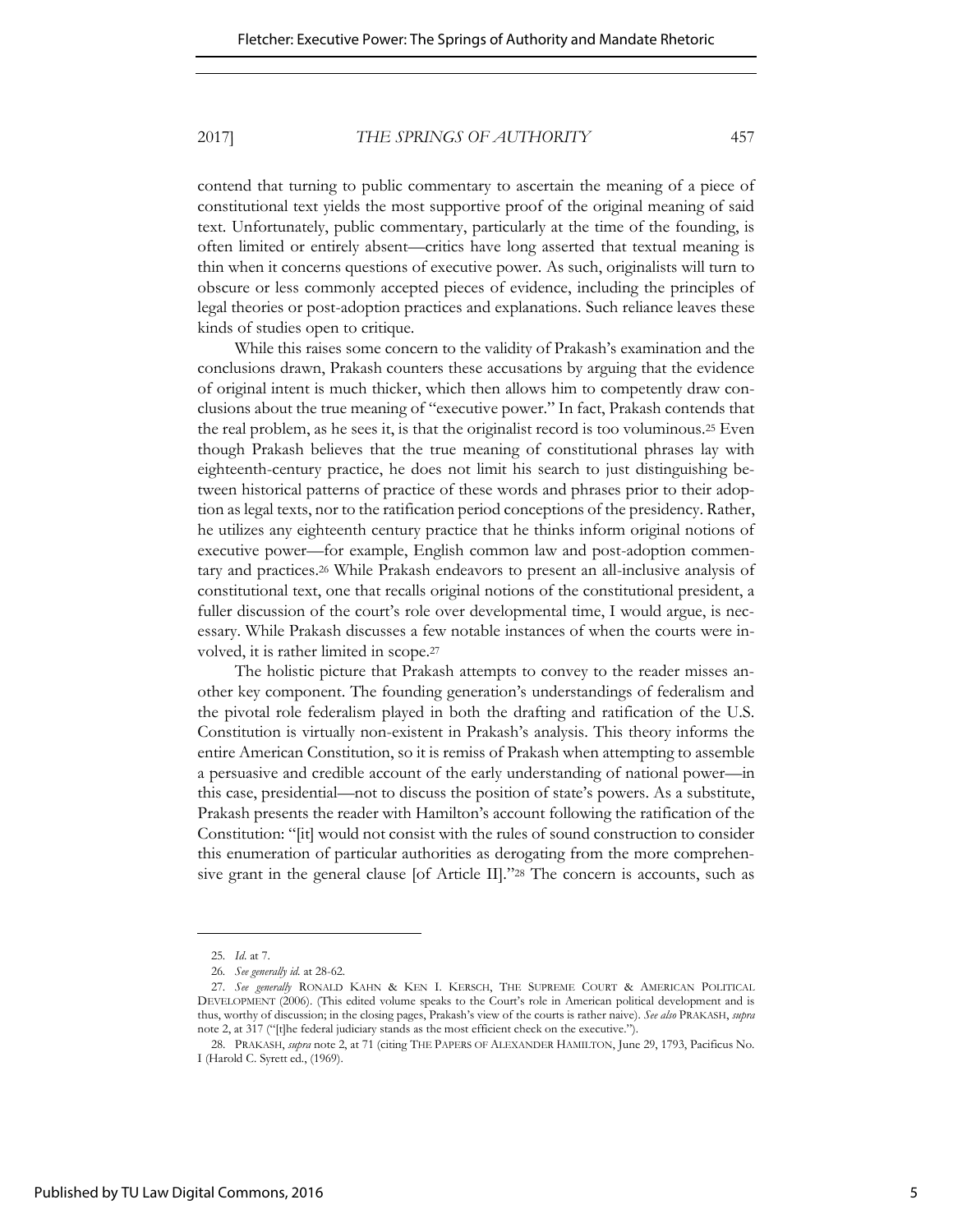contend that turning to public commentary to ascertain the meaning of a piece of constitutional text yields the most supportive proof of the original meaning of said text. Unfortunately, public commentary, particularly at the time of the founding, is often limited or entirely absent—critics have long asserted that textual meaning is thin when it concerns questions of executive power. As such, originalists will turn to obscure or less commonly accepted pieces of evidence, including the principles of legal theories or post-adoption practices and explanations. Such reliance leaves these kinds of studies open to critique.

While this raises some concern to the validity of Prakash's examination and the conclusions drawn, Prakash counters these accusations by arguing that the evidence of original intent is much thicker, which then allows him to competently draw conclusions about the true meaning of "executive power." In fact, Prakash contends that the real problem, as he sees it, is that the originalist record is too voluminous.[25] Even though Prakash believes that the true meaning of constitutional phrases lay with eighteenth-century practice, he does not limit his search to just distinguishing between historical patterns of practice of these words and phrases prior to their adoption as legal texts, nor to the ratification period conceptions of the presidency. Rather, he utilizes any eighteenth century practice that he thinks inform original notions of executive power—for example, English common law and post-adoption commentary and practices.[26] While Prakash endeavors to present an all-inclusive analysis of constitutional text, one that recalls original notions of the constitutional president, a fuller discussion of the court's role over developmental time, I would argue, is necessary. While Prakash discusses a few notable instances of when the courts were involved, it is rather limited in scope.[27]

The holistic picture that Prakash attempts to convey to the reader misses another key component. The founding generation's understandings of federalism and the pivotal role federalism played in both the drafting and ratification of the U.S. Constitution is virtually non-existent in Prakash's analysis. This theory informs the entire American Constitution, so it is remiss of Prakash when attempting to assemble a persuasive and credible account of the early understanding of national power—in this case, presidential—not to discuss the position of state's powers. As a substitute, Prakash presents the reader with Hamilton's account following the ratification of the Constitution: "[it] would not consist with the rules of sound construction to consider this enumeration of particular authorities as derogating from the more comprehensive grant in the general clause [of Article II]."[28] The concern is accounts, such as

---

25. *Id.* at 7.

26. *See generally id.* at 28-62.

27. *See generally* RONALD KAHN & KEN I. KERSCH, THE SUPREME COURT & AMERICAN POLITICAL DEVELOPMENT (2006). (This edited volume speaks to the Court's role in American political development and is thus, worthy of discussion; in the closing pages, Prakash's view of the courts is rather naive). *See also* PRAKASH, *supra* note 2, at 317 ("[t]he federal judiciary stands as the most efficient check on the executive.").

28. PRAKASH, *supra* note 2, at 71 (citing THE PAPERS OF ALEXANDER HAMILTON, June 29, 1793, Pacificus No. I (Harold C. Syrett ed., (1969).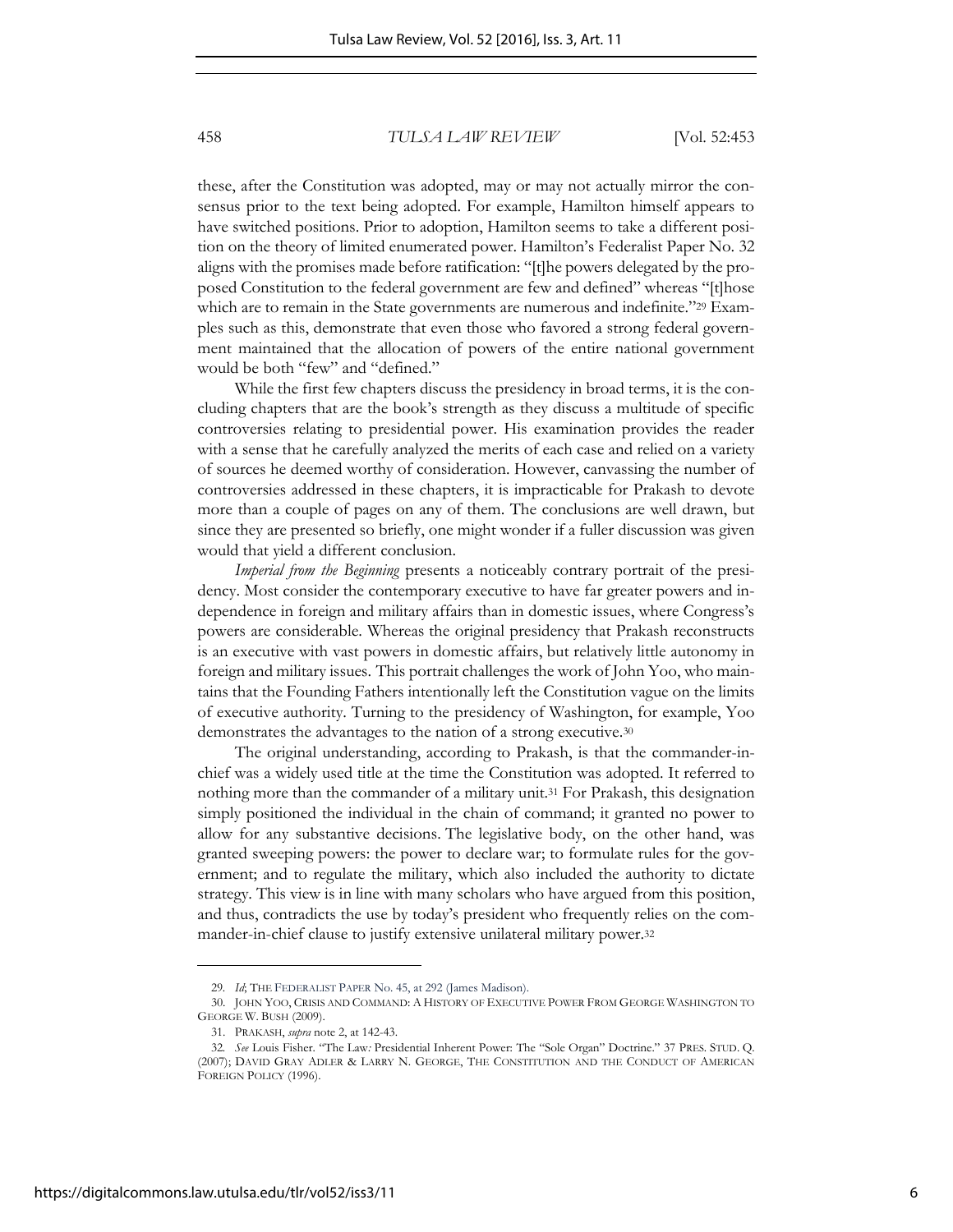these, after the Constitution was adopted, may or may not actually mirror the consensus prior to the text being adopted. For example, Hamilton himself appears to have switched positions. Prior to adoption, Hamilton seems to take a different position on the theory of limited enumerated power. Hamilton's Federalist Paper No. 32 aligns with the promises made before ratification: "[t]he powers delegated by the proposed Constitution to the federal government are few and defined" whereas "[t]hose which are to remain in the State governments are numerous and indefinite."[29] Examples such as this, demonstrate that even those who favored a strong federal government maintained that the allocation of powers of the entire national government would be both "few" and "defined."

While the first few chapters discuss the presidency in broad terms, it is the concluding chapters that are the book's strength as they discuss a multitude of specific controversies relating to presidential power. His examination provides the reader with a sense that he carefully analyzed the merits of each case and relied on a variety of sources he deemed worthy of consideration. However, canvassing the number of controversies addressed in these chapters, it is impracticable for Prakash to devote more than a couple of pages on any of them. The conclusions are well drawn, but since they are presented so briefly, one might wonder if a fuller discussion was given would that yield a different conclusion.

*Imperial from the Beginning* presents a noticeably contrary portrait of the presidency. Most consider the contemporary executive to have far greater powers and independence in foreign and military affairs than in domestic issues, where Congress's powers are considerable. Whereas the original presidency that Prakash reconstructs is an executive with vast powers in domestic affairs, but relatively little autonomy in foreign and military issues. This portrait challenges the work of John Yoo, who maintains that the Founding Fathers intentionally left the Constitution vague on the limits of executive authority. Turning to the presidency of Washington, for example, Yoo demonstrates the advantages to the nation of a strong executive.[30]

The original understanding, according to Prakash, is that the commander-in-chief was a widely used title at the time the Constitution was adopted. It referred to nothing more than the commander of a military unit.[31] For Prakash, this designation simply positioned the individual in the chain of command; it granted no power to allow for any substantive decisions. The legislative body, on the other hand, was granted sweeping powers: the power to declare war; to formulate rules for the government; and to regulate the military, which also included the authority to dictate strategy. This view is in line with many scholars who have argued from this position, and thus, contradicts the use by today's president who frequently relies on the commander-in-chief clause to justify extensive unilateral military power.[32]

---

29. *Id*; THE FEDERALIST PAPER No. 45, at 292 (James Madison).

30. JOHN YOO, CRISIS AND COMMAND: A HISTORY OF EXECUTIVE POWER FROM GEORGE WASHINGTON TO GEORGE W. BUSH (2009).

31. PRAKASH, *supra* note 2, at 142-43.

32. *See* Louis Fisher. "The Law*:* Presidential Inherent Power: The "Sole Organ" Doctrine." 37 PRES. STUD. Q. (2007); DAVID GRAY ADLER & LARRY N. GEORGE, THE CONSTITUTION AND THE CONDUCT OF AMERICAN FOREIGN POLICY (1996).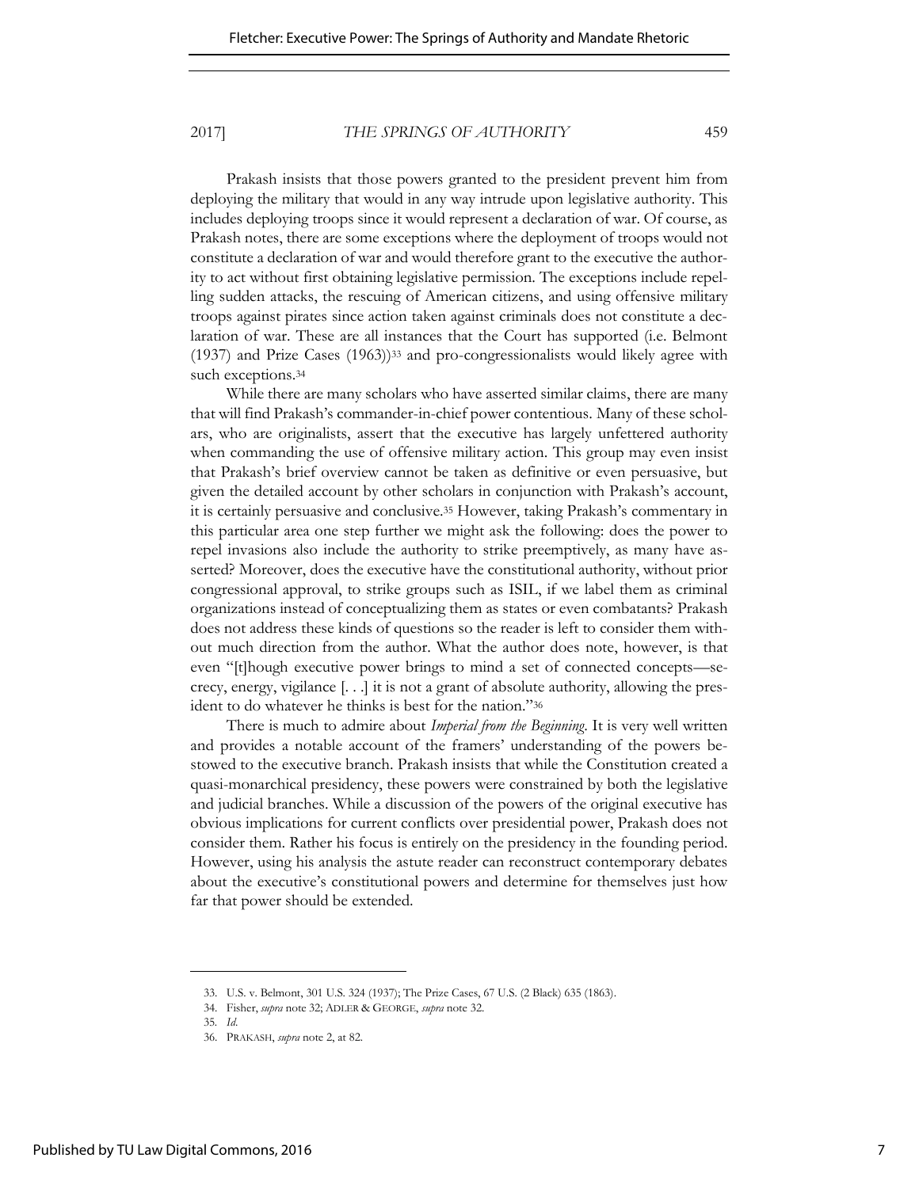Prakash insists that those powers granted to the president prevent him from deploying the military that would in any way intrude upon legislative authority. This includes deploying troops since it would represent a declaration of war. Of course, as Prakash notes, there are some exceptions where the deployment of troops would not constitute a declaration of war and would therefore grant to the executive the authority to act without first obtaining legislative permission. The exceptions include repelling sudden attacks, the rescuing of American citizens, and using offensive military troops against pirates since action taken against criminals does not constitute a declaration of war. These are all instances that the Court has supported (i.e. Belmont (1937) and Prize Cases (1963))[33] and pro-congressionalists would likely agree with such exceptions.[34]

While there are many scholars who have asserted similar claims, there are many that will find Prakash's commander-in-chief power contentious. Many of these scholars, who are originalists, assert that the executive has largely unfettered authority when commanding the use of offensive military action. This group may even insist that Prakash's brief overview cannot be taken as definitive or even persuasive, but given the detailed account by other scholars in conjunction with Prakash's account, it is certainly persuasive and conclusive.[35] However, taking Prakash's commentary in this particular area one step further we might ask the following: does the power to repel invasions also include the authority to strike preemptively, as many have asserted? Moreover, does the executive have the constitutional authority, without prior congressional approval, to strike groups such as ISIL, if we label them as criminal organizations instead of conceptualizing them as states or even combatants? Prakash does not address these kinds of questions so the reader is left to consider them without much direction from the author. What the author does note, however, is that even "[t]hough executive power brings to mind a set of connected concepts—secrecy, energy, vigilance [. . .] it is not a grant of absolute authority, allowing the president to do whatever he thinks is best for the nation."[36]

There is much to admire about *Imperial from the Beginning*. It is very well written and provides a notable account of the framers' understanding of the powers bestowed to the executive branch. Prakash insists that while the Constitution created a quasi-monarchical presidency, these powers were constrained by both the legislative and judicial branches. While a discussion of the powers of the original executive has obvious implications for current conflicts over presidential power, Prakash does not consider them. Rather his focus is entirely on the presidency in the founding period. However, using his analysis the astute reader can reconstruct contemporary debates about the executive's constitutional powers and determine for themselves just how far that power should be extended.

---

33. U.S. v. Belmont, 301 U.S. 324 (1937); The Prize Cases, 67 U.S. (2 Black) 635 (1863).
34. Fisher, *supra* note 32; ADLER & GEORGE, *supra* note 32.
35. *Id.*
36. PRAKASH, *supra* note 2, at 82.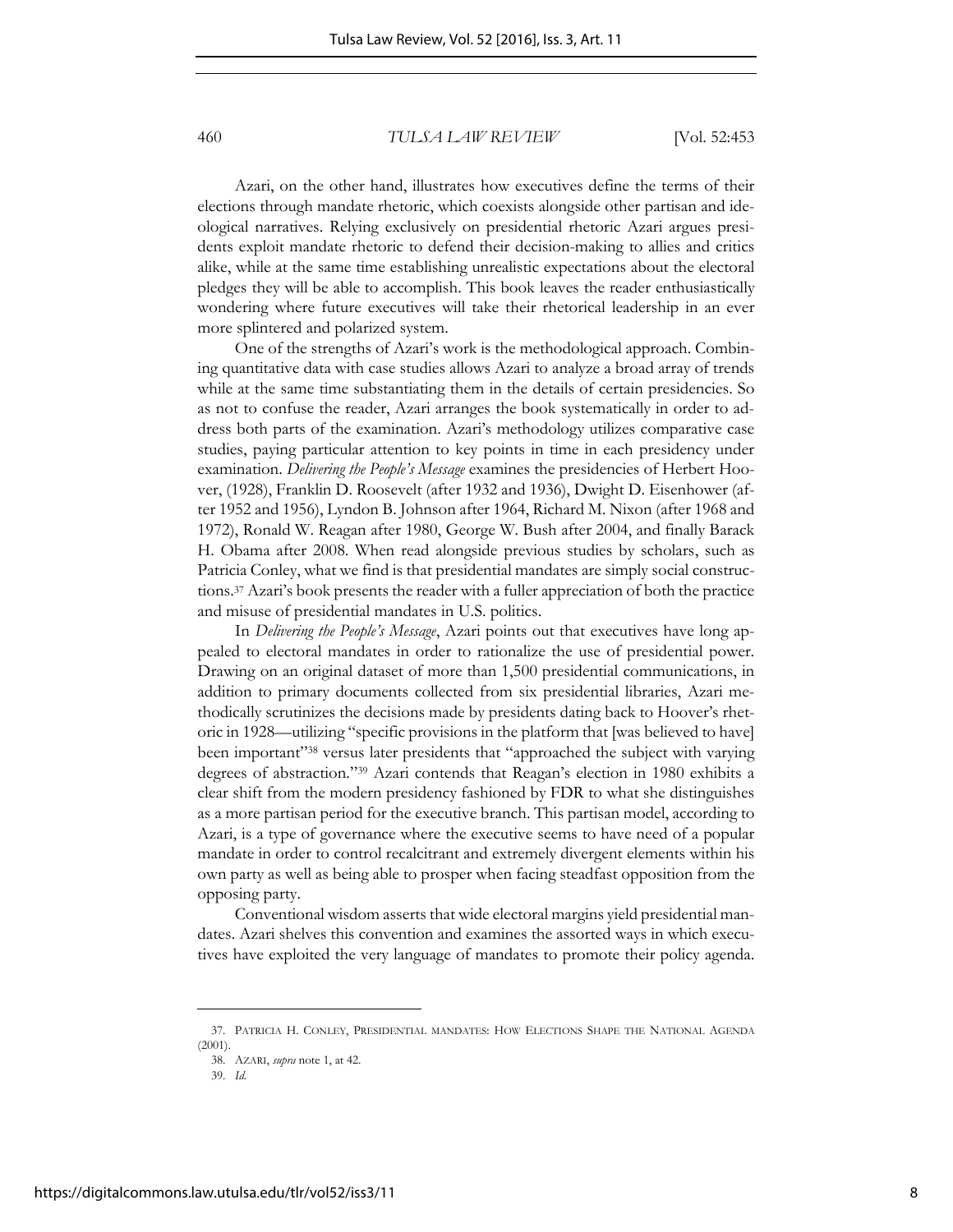Azari, on the other hand, illustrates how executives define the terms of their elections through mandate rhetoric, which coexists alongside other partisan and ideological narratives. Relying exclusively on presidential rhetoric Azari argues presidents exploit mandate rhetoric to defend their decision-making to allies and critics alike, while at the same time establishing unrealistic expectations about the electoral pledges they will be able to accomplish. This book leaves the reader enthusiastically wondering where future executives will take their rhetorical leadership in an ever more splintered and polarized system.

One of the strengths of Azari's work is the methodological approach. Combining quantitative data with case studies allows Azari to analyze a broad array of trends while at the same time substantiating them in the details of certain presidencies. So as not to confuse the reader, Azari arranges the book systematically in order to address both parts of the examination. Azari's methodology utilizes comparative case studies, paying particular attention to key points in time in each presidency under examination. *Delivering the People's Message* examines the presidencies of Herbert Hoover, (1928), Franklin D. Roosevelt (after 1932 and 1936), Dwight D. Eisenhower (after 1952 and 1956), Lyndon B. Johnson after 1964, Richard M. Nixon (after 1968 and 1972), Ronald W. Reagan after 1980, George W. Bush after 2004, and finally Barack H. Obama after 2008. When read alongside previous studies by scholars, such as Patricia Conley, what we find is that presidential mandates are simply social constructions.[37] Azari's book presents the reader with a fuller appreciation of both the practice and misuse of presidential mandates in U.S. politics.

In *Delivering the People's Message*, Azari points out that executives have long appealed to electoral mandates in order to rationalize the use of presidential power. Drawing on an original dataset of more than 1,500 presidential communications, in addition to primary documents collected from six presidential libraries, Azari methodically scrutinizes the decisions made by presidents dating back to Hoover's rhetoric in 1928—utilizing "specific provisions in the platform that [was believed to have] been important"[38] versus later presidents that "approached the subject with varying degrees of abstraction."[39] Azari contends that Reagan's election in 1980 exhibits a clear shift from the modern presidency fashioned by FDR to what she distinguishes as a more partisan period for the executive branch. This partisan model, according to Azari, is a type of governance where the executive seems to have need of a popular mandate in order to control recalcitrant and extremely divergent elements within his own party as well as being able to prosper when facing steadfast opposition from the opposing party.

Conventional wisdom asserts that wide electoral margins yield presidential mandates. Azari shelves this convention and examines the assorted ways in which executives have exploited the very language of mandates to promote their policy agenda.

---

37. PATRICIA H. CONLEY, PRESIDENTIAL MANDATES: HOW ELECTIONS SHAPE THE NATIONAL AGENDA (2001).

38. AZARI, *supra* note 1, at 42.

39. *Id.*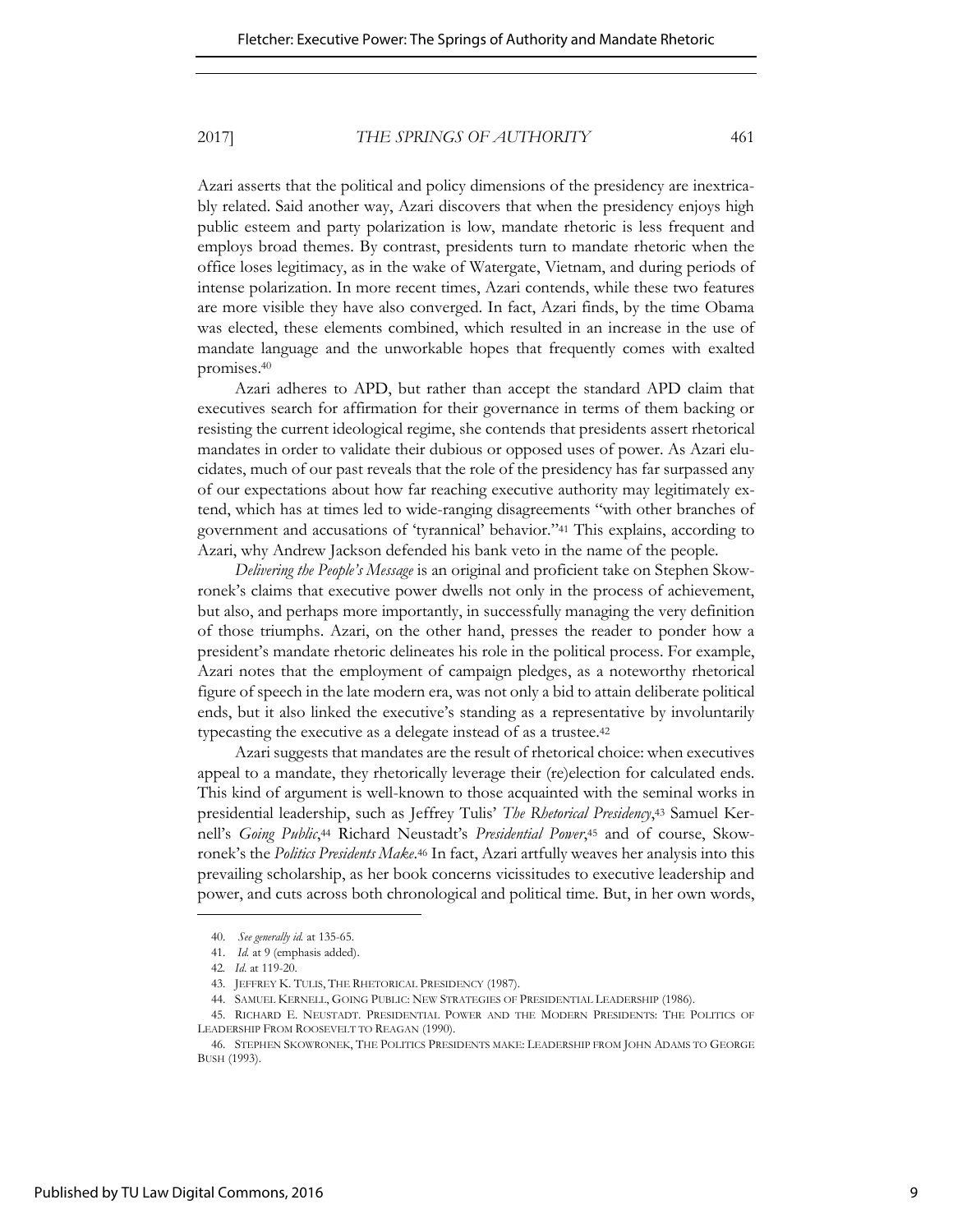Azari asserts that the political and policy dimensions of the presidency are inextricably related. Said another way, Azari discovers that when the presidency enjoys high public esteem and party polarization is low, mandate rhetoric is less frequent and employs broad themes. By contrast, presidents turn to mandate rhetoric when the office loses legitimacy, as in the wake of Watergate, Vietnam, and during periods of intense polarization. In more recent times, Azari contends, while these two features are more visible they have also converged. In fact, Azari finds, by the time Obama was elected, these elements combined, which resulted in an increase in the use of mandate language and the unworkable hopes that frequently comes with exalted promises.[40]

Azari adheres to APD, but rather than accept the standard APD claim that executives search for affirmation for their governance in terms of them backing or resisting the current ideological regime, she contends that presidents assert rhetorical mandates in order to validate their dubious or opposed uses of power. As Azari elucidates, much of our past reveals that the role of the presidency has far surpassed any of our expectations about how far reaching executive authority may legitimately extend, which has at times led to wide-ranging disagreements "with other branches of government and accusations of 'tyrannical' behavior."[41] This explains, according to Azari, why Andrew Jackson defended his bank veto in the name of the people.

*Delivering the People's Message* is an original and proficient take on Stephen Skowronek's claims that executive power dwells not only in the process of achievement, but also, and perhaps more importantly, in successfully managing the very definition of those triumphs. Azari, on the other hand, presses the reader to ponder how a president's mandate rhetoric delineates his role in the political process. For example, Azari notes that the employment of campaign pledges, as a noteworthy rhetorical figure of speech in the late modern era, was not only a bid to attain deliberate political ends, but it also linked the executive's standing as a representative by involuntarily typecasting the executive as a delegate instead of as a trustee.[42]

Azari suggests that mandates are the result of rhetorical choice: when executives appeal to a mandate, they rhetorically leverage their (re)election for calculated ends. This kind of argument is well-known to those acquainted with the seminal works in presidential leadership, such as Jeffrey Tulis' *The Rhetorical Presidency*,[43] Samuel Kernell's *Going Public*,[44] Richard Neustadt's *Presidential Power*,[45] and of course, Skowronek's the *Politics Presidents Make*.[46] In fact, Azari artfully weaves her analysis into this prevailing scholarship, as her book concerns vicissitudes to executive leadership and power, and cuts across both chronological and political time. But, in her own words,

---

40. *See generally id.* at 135-65.

41. *Id.* at 9 (emphasis added).

42. *Id.* at 119-20.

43. JEFFREY K. TULIS, THE RHETORICAL PRESIDENCY (1987).

44. SAMUEL KERNELL, GOING PUBLIC: NEW STRATEGIES OF PRESIDENTIAL LEADERSHIP (1986).

45. RICHARD E. NEUSTADT. PRESIDENTIAL POWER AND THE MODERN PRESIDENTS: THE POLITICS OF LEADERSHIP FROM ROOSEVELT TO REAGAN (1990).

46. STEPHEN SKOWRONEK, THE POLITICS PRESIDENTS MAKE: LEADERSHIP FROM JOHN ADAMS TO GEORGE BUSH (1993).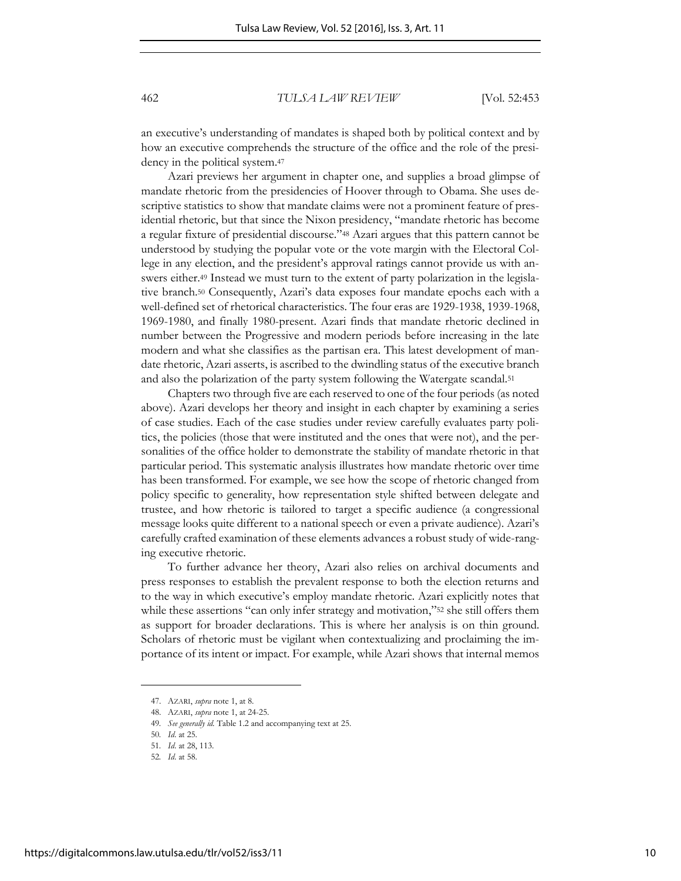an executive's understanding of mandates is shaped both by political context and by how an executive comprehends the structure of the office and the role of the presidency in the political system.[47]

Azari previews her argument in chapter one, and supplies a broad glimpse of mandate rhetoric from the presidencies of Hoover through to Obama. She uses descriptive statistics to show that mandate claims were not a prominent feature of presidential rhetoric, but that since the Nixon presidency, "mandate rhetoric has become a regular fixture of presidential discourse."[48] Azari argues that this pattern cannot be understood by studying the popular vote or the vote margin with the Electoral College in any election, and the president's approval ratings cannot provide us with answers either.[49] Instead we must turn to the extent of party polarization in the legislative branch.[50] Consequently, Azari's data exposes four mandate epochs each with a well-defined set of rhetorical characteristics. The four eras are 1929-1938, 1939-1968, 1969-1980, and finally 1980-present. Azari finds that mandate rhetoric declined in number between the Progressive and modern periods before increasing in the late modern and what she classifies as the partisan era. This latest development of mandate rhetoric, Azari asserts, is ascribed to the dwindling status of the executive branch and also the polarization of the party system following the Watergate scandal.[51]

Chapters two through five are each reserved to one of the four periods (as noted above). Azari develops her theory and insight in each chapter by examining a series of case studies. Each of the case studies under review carefully evaluates party politics, the policies (those that were instituted and the ones that were not), and the personalities of the office holder to demonstrate the stability of mandate rhetoric in that particular period. This systematic analysis illustrates how mandate rhetoric over time has been transformed. For example, we see how the scope of rhetoric changed from policy specific to generality, how representation style shifted between delegate and trustee, and how rhetoric is tailored to target a specific audience (a congressional message looks quite different to a national speech or even a private audience). Azari's carefully crafted examination of these elements advances a robust study of wide-ranging executive rhetoric.

To further advance her theory, Azari also relies on archival documents and press responses to establish the prevalent response to both the election returns and to the way in which executive's employ mandate rhetoric. Azari explicitly notes that while these assertions "can only infer strategy and motivation,"[52] she still offers them as support for broader declarations. This is where her analysis is on thin ground. Scholars of rhetoric must be vigilant when contextualizing and proclaiming the importance of its intent or impact. For example, while Azari shows that internal memos

---

47. AZARI, *supra* note 1, at 8.

48. AZARI, *supra* note 1, at 24-25.

49. *See generally id.* Table 1.2 and accompanying text at 25.

50. *Id.* at 25.

51. *Id.* at 28, 113.

52. *Id.* at 58.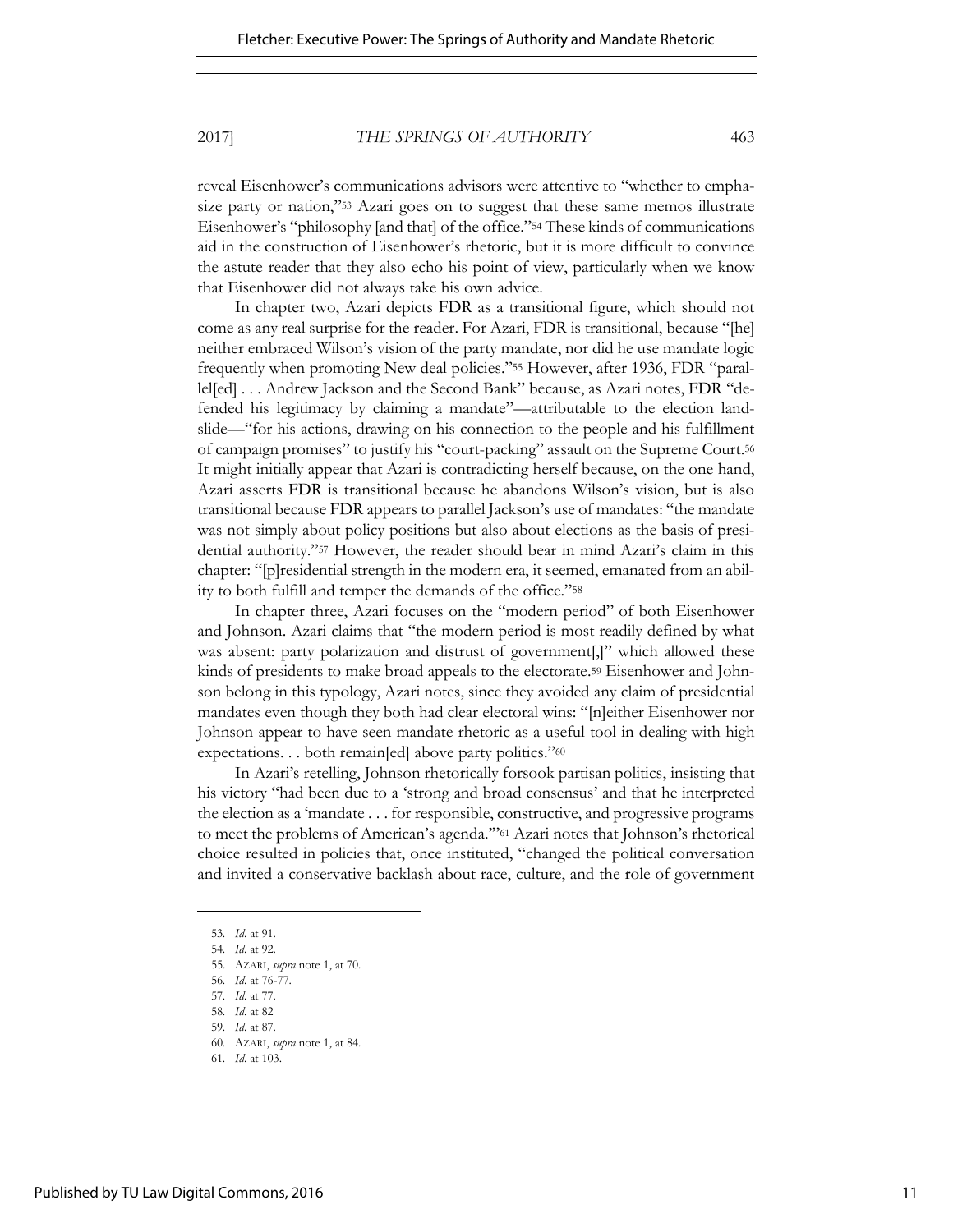reveal Eisenhower's communications advisors were attentive to "whether to emphasize party or nation,"[53] Azari goes on to suggest that these same memos illustrate Eisenhower's "philosophy [and that] of the office."[54] These kinds of communications aid in the construction of Eisenhower's rhetoric, but it is more difficult to convince the astute reader that they also echo his point of view, particularly when we know that Eisenhower did not always take his own advice.

In chapter two, Azari depicts FDR as a transitional figure, which should not come as any real surprise for the reader. For Azari, FDR is transitional, because "[he] neither embraced Wilson's vision of the party mandate, nor did he use mandate logic frequently when promoting New deal policies."[55] However, after 1936, FDR "parallel[ed] . . . Andrew Jackson and the Second Bank" because, as Azari notes, FDR "defended his legitimacy by claiming a mandate"—attributable to the election landslide—"for his actions, drawing on his connection to the people and his fulfillment of campaign promises" to justify his "court-packing" assault on the Supreme Court.[56] It might initially appear that Azari is contradicting herself because, on the one hand, Azari asserts FDR is transitional because he abandons Wilson's vision, but is also transitional because FDR appears to parallel Jackson's use of mandates: "the mandate was not simply about policy positions but also about elections as the basis of presidential authority."[57] However, the reader should bear in mind Azari's claim in this chapter: "[p]residential strength in the modern era, it seemed, emanated from an ability to both fulfill and temper the demands of the office."[58]

In chapter three, Azari focuses on the "modern period" of both Eisenhower and Johnson. Azari claims that "the modern period is most readily defined by what was absent: party polarization and distrust of government[,]" which allowed these kinds of presidents to make broad appeals to the electorate.[59] Eisenhower and Johnson belong in this typology, Azari notes, since they avoided any claim of presidential mandates even though they both had clear electoral wins: "[n]either Eisenhower nor Johnson appear to have seen mandate rhetoric as a useful tool in dealing with high expectations. . . both remain[ed] above party politics."[60]

In Azari's retelling, Johnson rhetorically forsook partisan politics, insisting that his victory "had been due to a 'strong and broad consensus' and that he interpreted the election as a 'mandate . . . for responsible, constructive, and progressive programs to meet the problems of American's agenda.'"[61] Azari notes that Johnson's rhetorical choice resulted in policies that, once instituted, "changed the political conversation and invited a conservative backlash about race, culture, and the role of government

---

53. *Id.* at 91.
54. *Id.* at 92.
55. AZARI, *supra* note 1, at 70.
56. *Id.* at 76-77.
57. *Id.* at 77.
58. *Id.* at 82
59. *Id.* at 87.
60. AZARI, *supra* note 1, at 84.
61. *Id.* at 103.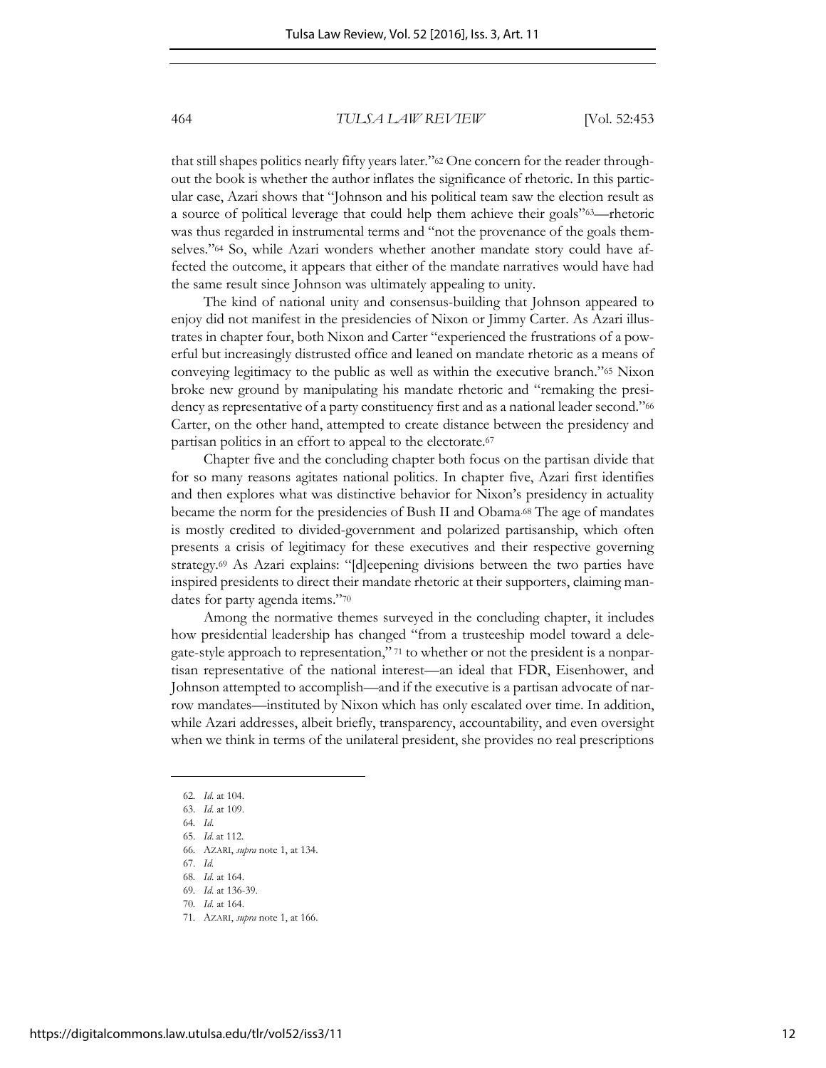that still shapes politics nearly fifty years later."[62] One concern for the reader throughout the book is whether the author inflates the significance of rhetoric. In this particular case, Azari shows that "Johnson and his political team saw the election result as a source of political leverage that could help them achieve their goals"[63]—rhetoric was thus regarded in instrumental terms and "not the provenance of the goals themselves."[64] So, while Azari wonders whether another mandate story could have affected the outcome, it appears that either of the mandate narratives would have had the same result since Johnson was ultimately appealing to unity.

The kind of national unity and consensus-building that Johnson appeared to enjoy did not manifest in the presidencies of Nixon or Jimmy Carter. As Azari illustrates in chapter four, both Nixon and Carter "experienced the frustrations of a powerful but increasingly distrusted office and leaned on mandate rhetoric as a means of conveying legitimacy to the public as well as within the executive branch."[65] Nixon broke new ground by manipulating his mandate rhetoric and "remaking the presidency as representative of a party constituency first and as a national leader second."[66] Carter, on the other hand, attempted to create distance between the presidency and partisan politics in an effort to appeal to the electorate.[67]

Chapter five and the concluding chapter both focus on the partisan divide that for so many reasons agitates national politics. In chapter five, Azari first identifies and then explores what was distinctive behavior for Nixon's presidency in actuality became the norm for the presidencies of Bush II and Obama.[68] The age of mandates is mostly credited to divided-government and polarized partisanship, which often presents a crisis of legitimacy for these executives and their respective governing strategy.[69] As Azari explains: "[d]eepening divisions between the two parties have inspired presidents to direct their mandate rhetoric at their supporters, claiming mandates for party agenda items."[70]

Among the normative themes surveyed in the concluding chapter, it includes how presidential leadership has changed "from a trusteeship model toward a delegate-style approach to representation,"[71] to whether or not the president is a nonpartisan representative of the national interest—an ideal that FDR, Eisenhower, and Johnson attempted to accomplish—and if the executive is a partisan advocate of narrow mandates—instituted by Nixon which has only escalated over time. In addition, while Azari addresses, albeit briefly, transparency, accountability, and even oversight when we think in terms of the unilateral president, she provides no real prescriptions

---

62. *Id.* at 104.
63. *Id.* at 109.
64. *Id.*
65. *Id.* at 112.
66. AZARI, *supra* note 1, at 134.
67. *Id.*
68. *Id.* at 164.
69. *Id.* at 136-39.
70. *Id.* at 164.
71. AZARI, *supra* note 1, at 166.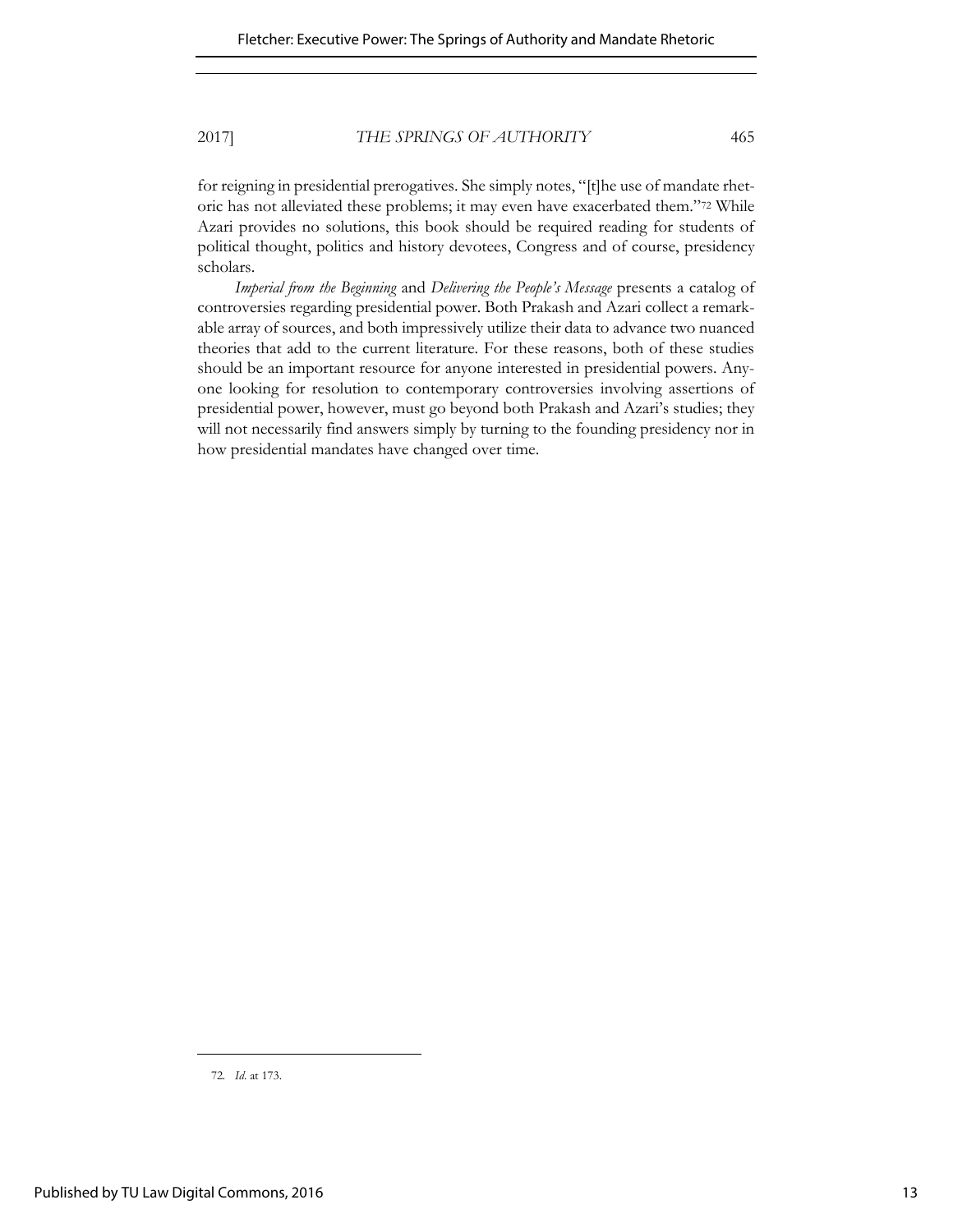for reigning in presidential prerogatives. She simply notes, "[t]he use of mandate rhetoric has not alleviated these problems; it may even have exacerbated them."[72] While Azari provides no solutions, this book should be required reading for students of political thought, politics and history devotees, Congress and of course, presidency scholars.

*Imperial from the Beginning* and *Delivering the People's Message* presents a catalog of controversies regarding presidential power. Both Prakash and Azari collect a remarkable array of sources, and both impressively utilize their data to advance two nuanced theories that add to the current literature. For these reasons, both of these studies should be an important resource for anyone interested in presidential powers. Anyone looking for resolution to contemporary controversies involving assertions of presidential power, however, must go beyond both Prakash and Azari's studies; they will not necessarily find answers simply by turning to the founding presidency nor in how presidential mandates have changed over time.

---

72. *Id.* at 173.